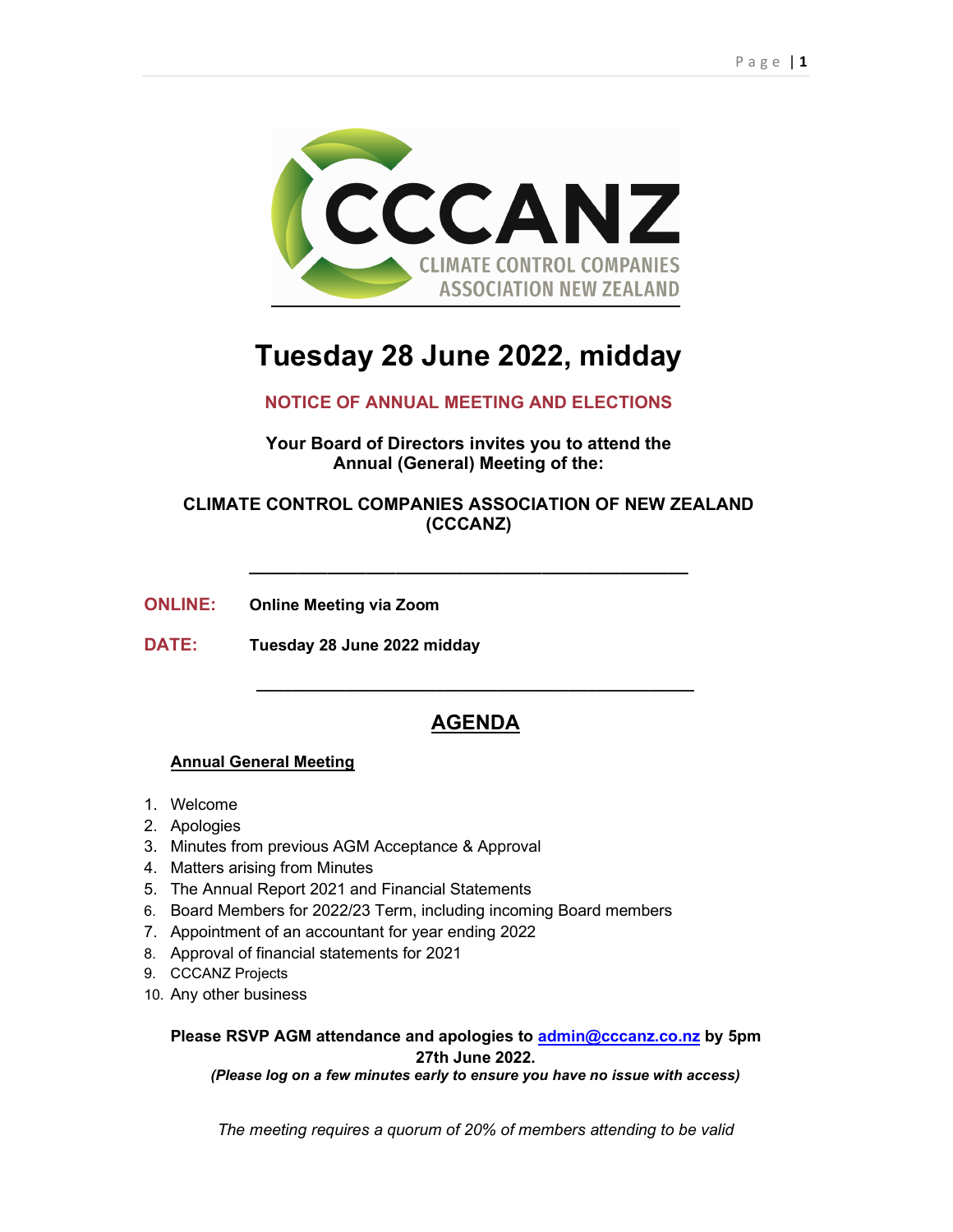# Tuesday 28 June 2022, midday

**NOTICE OF ANNUAL MEETING AND ELECTIONS**

**Your Board of Directors invites you to attend the Annual (General) Meeting of the:**

**CLIMATE CONTROL COMPANIES ASSOCIATION OF NEW ZEALAND (CCCANZ)**

---

**ONLINE:** **Online Meeting via Zoom**

**DATE:** **Tuesday 28 June 2022 midday**

---

## AGENDA

**Annual General Meeting**

1. Welcome
2. Apologies
3. Minutes from previous AGM Acceptance & Approval
4. Matters arising from Minutes
5. The Annual Report 2021 and Financial Statements
6. Board Members for 2022/23 Term, including incoming Board members
7. Appointment of an accountant for year ending 2022
8. Approval of financial statements for 2021
9. CCCANZ Projects
10. Any other business

**Please RSVP AGM attendance and apologies to admin@cccanz.co.nz by 5pm 27th June 2022.**
***(Please log on a few minutes early to ensure you have no issue with access)***

*The meeting requires a quorum of 20% of members attending to be valid*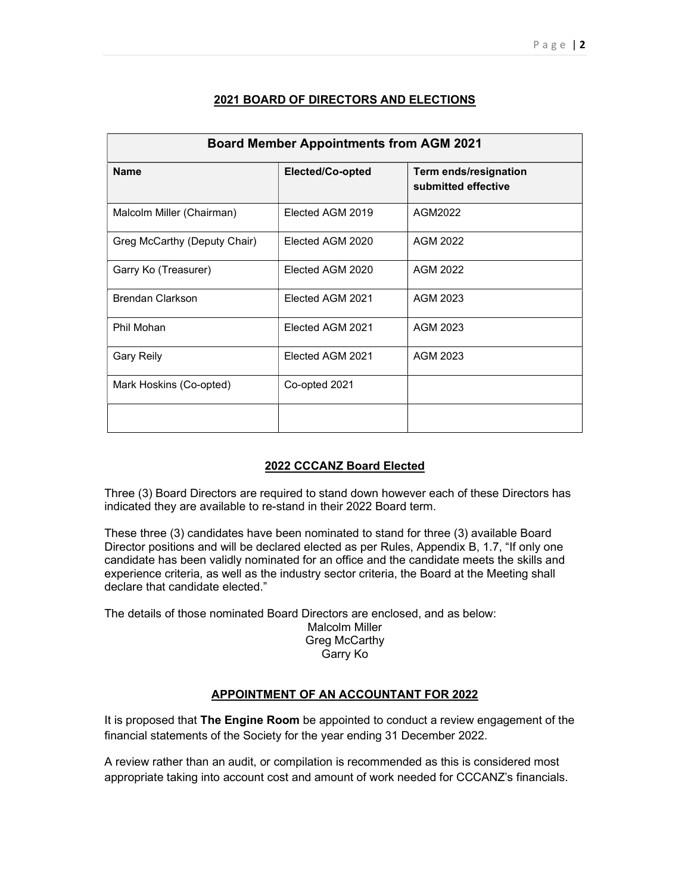## 2021 BOARD OF DIRECTORS AND ELECTIONS

| Board Member Appointments from AGM 2021 | | |
|---|---|---|
| **Name** | **Elected/Co-opted** | **Term ends/resignation submitted effective** |
| Malcolm Miller (Chairman) | Elected AGM 2019 | AGM2022 |
| Greg McCarthy (Deputy Chair) | Elected AGM 2020 | AGM 2022 |
| Garry Ko (Treasurer) | Elected AGM 2020 | AGM 2022 |
| Brendan Clarkson | Elected AGM 2021 | AGM 2023 |
| Phil Mohan | Elected AGM 2021 | AGM 2023 |
| Gary Reily | Elected AGM 2021 | AGM 2023 |
| Mark Hoskins (Co-opted) | Co-opted 2021 | |
| | | |

## 2022 CCCANZ Board Elected

Three (3) Board Directors are required to stand down however each of these Directors has indicated they are available to re-stand in their 2022 Board term.

These three (3) candidates have been nominated to stand for three (3) available Board Director positions and will be declared elected as per Rules, Appendix B, 1.7, "If only one candidate has been validly nominated for an office and the candidate meets the skills and experience criteria, as well as the industry sector criteria, the Board at the Meeting shall declare that candidate elected."

The details of those nominated Board Directors are enclosed, and as below:

Malcolm Miller
Greg McCarthy
Garry Ko

## APPOINTMENT OF AN ACCOUNTANT FOR 2022

It is proposed that **The Engine Room** be appointed to conduct a review engagement of the financial statements of the Society for the year ending 31 December 2022.

A review rather than an audit, or compilation is recommended as this is considered most appropriate taking into account cost and amount of work needed for CCCANZ's financials.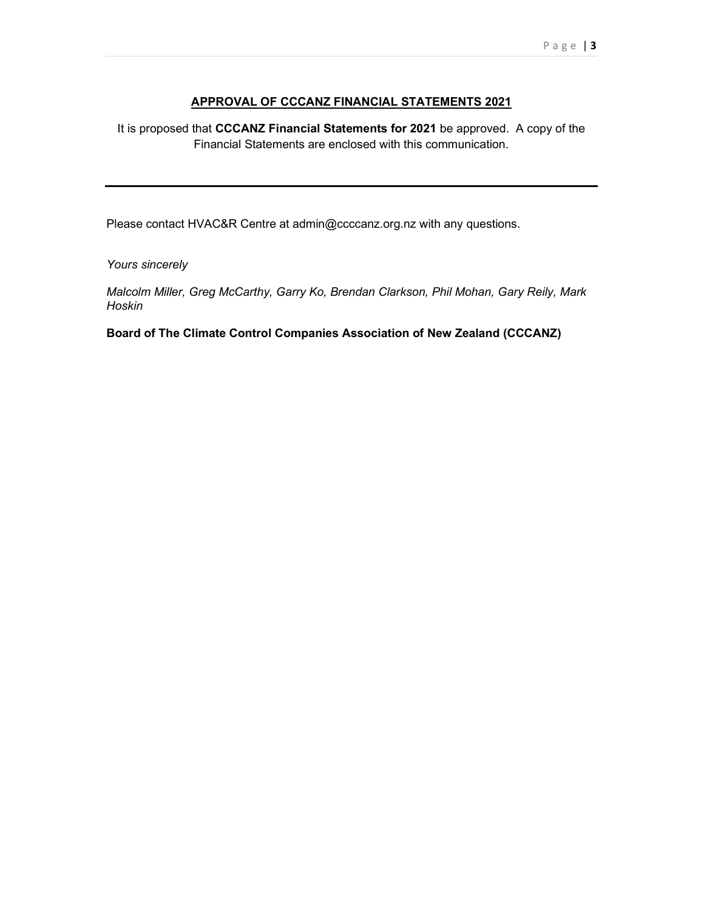## APPROVAL OF CCCANZ FINANCIAL STATEMENTS 2021

It is proposed that **CCCANZ Financial Statements for 2021** be approved. A copy of the Financial Statements are enclosed with this communication.

---

Please contact HVAC&R Centre at admin@ccccanz.org.nz with any questions.

*Yours sincerely*

*Malcolm Miller, Greg McCarthy, Garry Ko, Brendan Clarkson, Phil Mohan, Gary Reily, Mark Hoskin*

**Board of The Climate Control Companies Association of New Zealand (CCCANZ)**